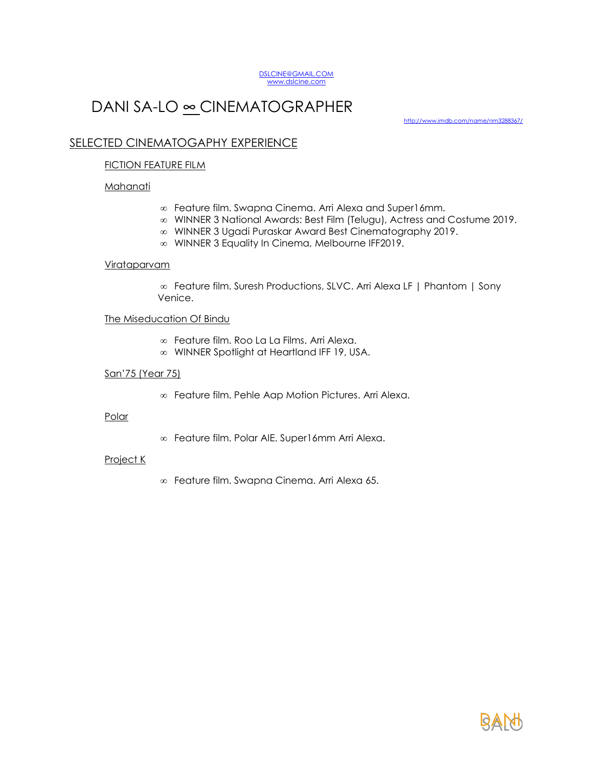DSLCINE@GMAIL.COM
www.dslcine.com

# DANI SA-LO ∞ CINEMATOGRAPHER

http://www.imdb.com/name/nm3288367/

## SELECTED CINEMATOGAPHY EXPERIENCE

### FICTION FEATURE FILM

#### Mahanati

- ∞ Feature film. Swapna Cinema. Arri Alexa and Super16mm.
- ∞ WINNER 3 National Awards: Best Film (Telugu), Actress and Costume 2019.
- ∞ WINNER 3 Ugadi Puraskar Award Best Cinematography 2019.
- ∞ WINNER 3 Equality In Cinema, Melbourne IFF2019.

#### Virataparvam

- ∞ Feature film. Suresh Productions, SLVC. Arri Alexa LF | Phantom | Sony Venice.

#### The Miseducation Of Bindu

- ∞ Feature film. Roo La La Films. Arri Alexa.
- ∞ WINNER Spotlight at Heartland IFF 19, USA.

#### San'75 (Year 75)

- ∞ Feature film. Pehle Aap Motion Pictures. Arri Alexa.

#### Polar

- ∞ Feature film. Polar AIE. Super16mm Arri Alexa.

#### Project K

- ∞ Feature film. Swapna Cinema. Arri Alexa 65.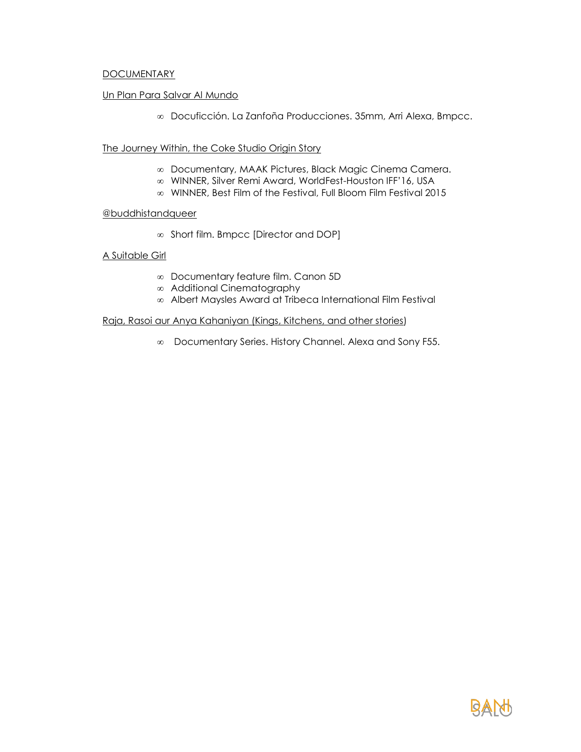## DOCUMENTARY

### Un Plan Para Salvar Al Mundo

- Docuficción. La Zanfoña Producciones. 35mm, Arri Alexa, Bmpcc.

### The Journey Within, the Coke Studio Origin Story

- Documentary, MAAK Pictures, Black Magic Cinema Camera.
- WINNER, Silver Remi Award, WorldFest-Houston IFF'16, USA
- WINNER, Best Film of the Festival, Full Bloom Film Festival 2015

### @buddhistandqueer

- Short film. Bmpcc [Director and DOP]

### A Suitable Girl

- Documentary feature film. Canon 5D
- Additional Cinematography
- Albert Maysles Award at Tribeca International Film Festival

### Raja, Rasoi aur Anya Kahaniyan (Kings, Kitchens, and other stories)

- Documentary Series. History Channel. Alexa and Sony F55.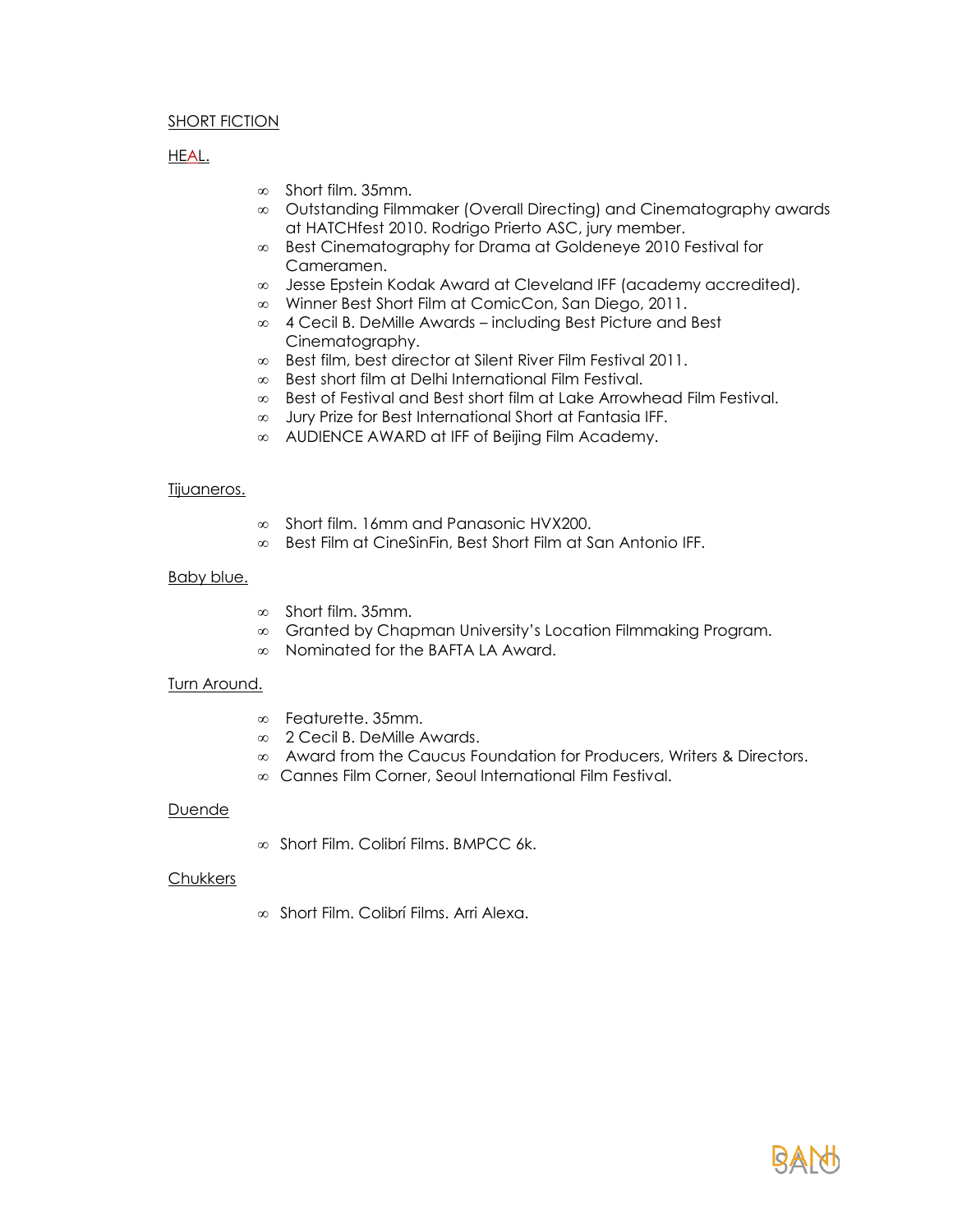## SHORT FICTION

### HEAL.

- Short film. 35mm.
- Outstanding Filmmaker (Overall Directing) and Cinematography awards at HATCHfest 2010. Rodrigo Prierto ASC, jury member.
- Best Cinematography for Drama at Goldeneye 2010 Festival for Cameramen.
- Jesse Epstein Kodak Award at Cleveland IFF (academy accredited).
- Winner Best Short Film at ComicCon, San Diego, 2011.
- 4 Cecil B. DeMille Awards – including Best Picture and Best Cinematography.
- Best film, best director at Silent River Film Festival 2011.
- Best short film at Delhi International Film Festival.
- Best of Festival and Best short film at Lake Arrowhead Film Festival.
- Jury Prize for Best International Short at Fantasia IFF.
- AUDIENCE AWARD at IFF of Beijing Film Academy.

### Tijuaneros.

- Short film. 16mm and Panasonic HVX200.
- Best Film at CineSinFin, Best Short Film at San Antonio IFF.

### Baby blue.

- Short film. 35mm.
- Granted by Chapman University's Location Filmmaking Program.
- Nominated for the BAFTA LA Award.

### Turn Around.

- Featurette. 35mm.
- 2 Cecil B. DeMille Awards.
- Award from the Caucus Foundation for Producers, Writers & Directors.
- Cannes Film Corner, Seoul International Film Festival.

### Duende

- Short Film. Colibrí Films. BMPCC 6k.

### Chukkers

- Short Film. Colibrí Films. Arri Alexa.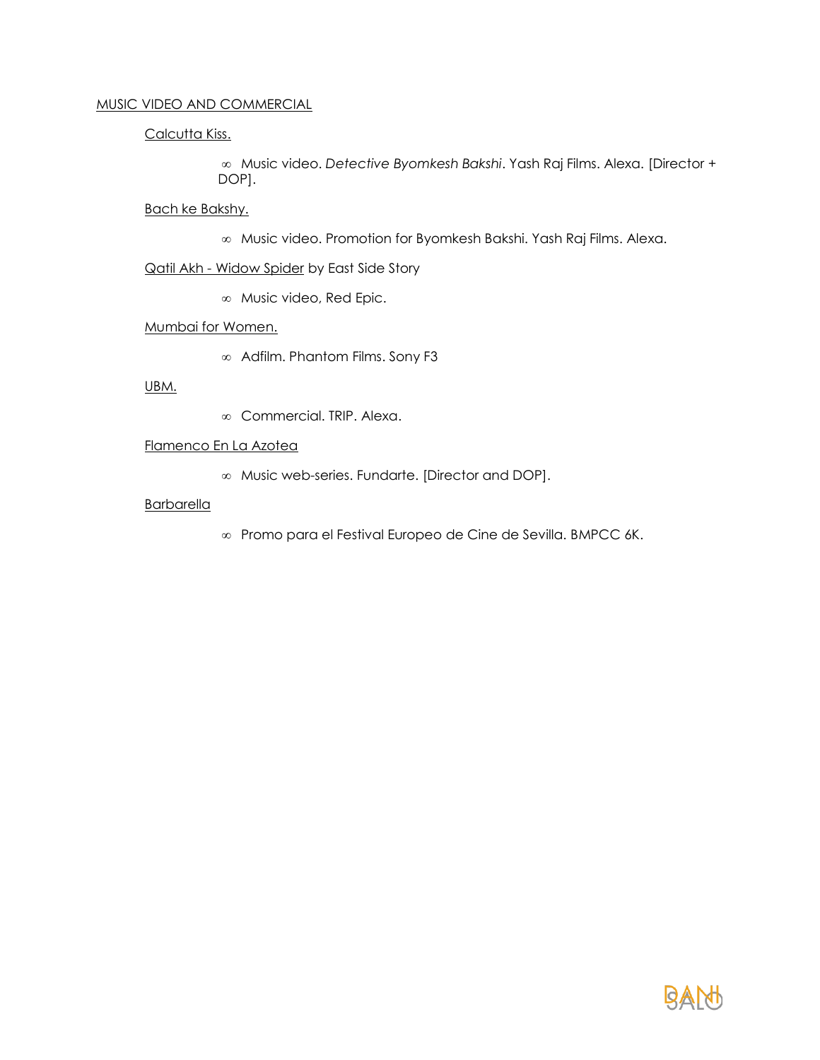## MUSIC VIDEO AND COMMERCIAL

### Calcutta Kiss.

- Music video. *Detective Byomkesh Bakshi*. Yash Raj Films. Alexa. [Director + DOP].

### Bach ke Bakshy.

- Music video. Promotion for Byomkesh Bakshi. Yash Raj Films. Alexa.

### Qatil Akh - Widow Spider by East Side Story

- Music video, Red Epic.

### Mumbai for Women.

- Adfilm. Phantom Films. Sony F3

### UBM.

- Commercial. TRIP. Alexa.

### Flamenco En La Azotea

- Music web-series. Fundarte. [Director and DOP].

### Barbarella

- Promo para el Festival Europeo de Cine de Sevilla. BMPCC 6K.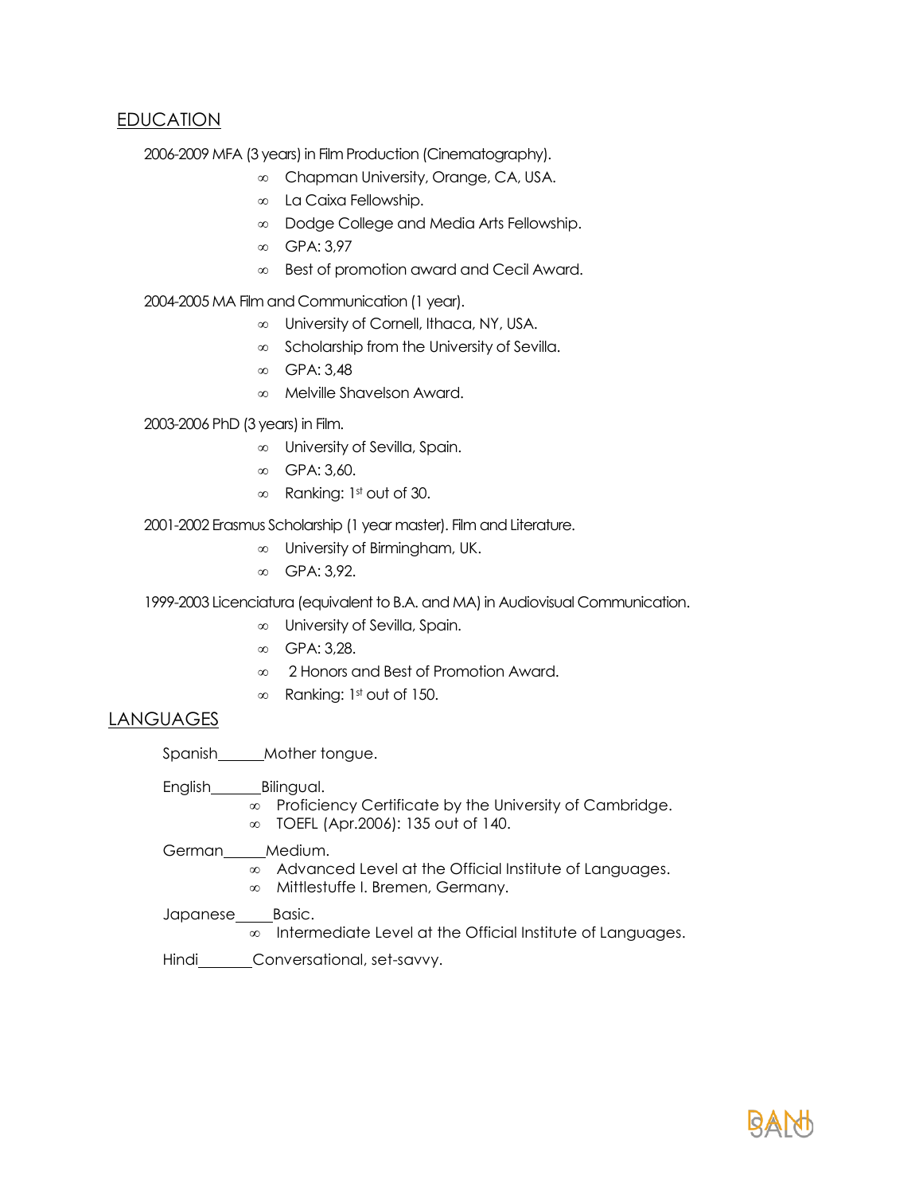## EDUCATION

2006-2009 MFA (3 years) in Film Production (Cinematography).

- Chapman University, Orange, CA, USA.
- La Caixa Fellowship.
- Dodge College and Media Arts Fellowship.
- GPA: 3,97
- Best of promotion award and Cecil Award.

2004-2005 MA Film and Communication (1 year).

- University of Cornell, Ithaca, NY, USA.
- Scholarship from the University of Sevilla.
- GPA: 3,48
- Melville Shavelson Award.

2003-2006 PhD (3 years) in Film.

- University of Sevilla, Spain.
- GPA: 3,60.
- Ranking: 1st out of 30.

2001-2002 Erasmus Scholarship (1 year master). Film and Literature.

- University of Birmingham, UK.
- GPA: 3,92.

1999-2003 Licenciatura (equivalent to B.A. and MA) in Audiovisual Communication.

- University of Sevilla, Spain.
- GPA: 3,28.
- 2 Honors and Best of Promotion Award.
- Ranking: 1st out of 150.

## LANGUAGES

Spanish______Mother tongue.

English______Bilingual.

- Proficiency Certificate by the University of Cambridge.
- TOEFL (Apr.2006): 135 out of 140.

German_____Medium.

- Advanced Level at the Official Institute of Languages.
- Mittlestuffe I. Bremen, Germany.

Japanese_____Basic.

- Intermediate Level at the Official Institute of Languages.

Hindi_______Conversational, set-savvy.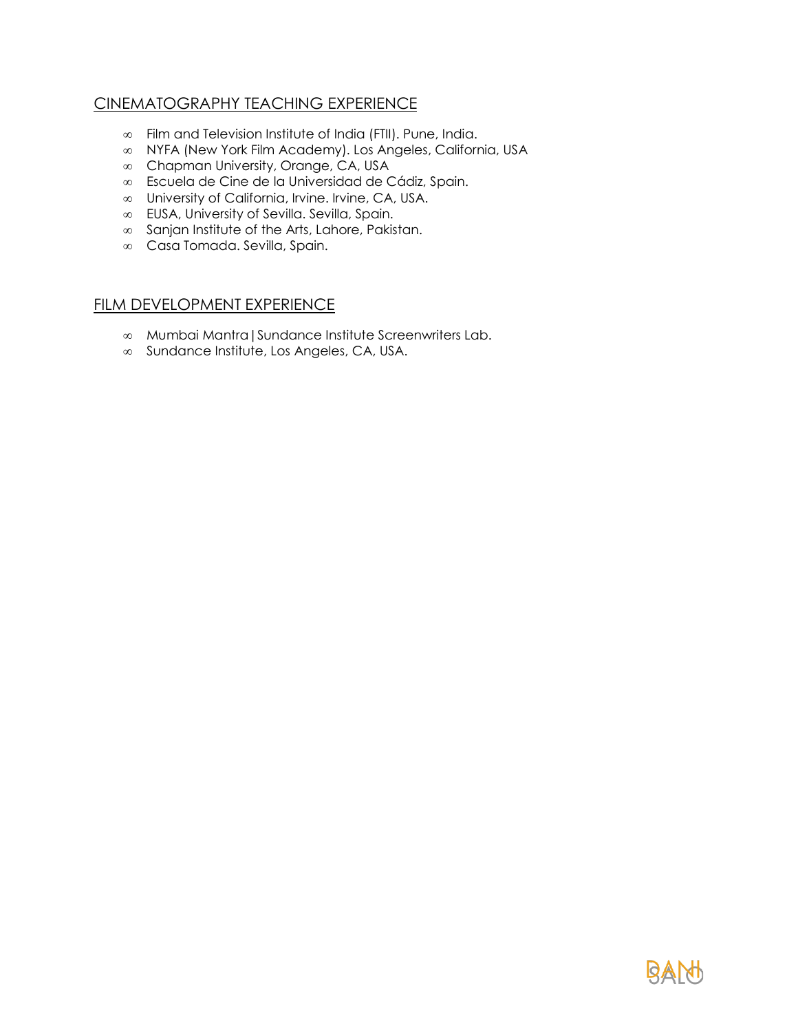## CINEMATOGRAPHY TEACHING EXPERIENCE

- Film and Television Institute of India (FTII). Pune, India.
- NYFA (New York Film Academy). Los Angeles, California, USA
- Chapman University, Orange, CA, USA
- Escuela de Cine de la Universidad de Cádiz, Spain.
- University of California, Irvine. Irvine, CA, USA.
- EUSA, University of Sevilla. Sevilla, Spain.
- Sanjan Institute of the Arts, Lahore, Pakistan.
- Casa Tomada. Sevilla, Spain.

## FILM DEVELOPMENT EXPERIENCE

- Mumbai Mantra | Sundance Institute Screenwriters Lab.
- Sundance Institute, Los Angeles, CA, USA.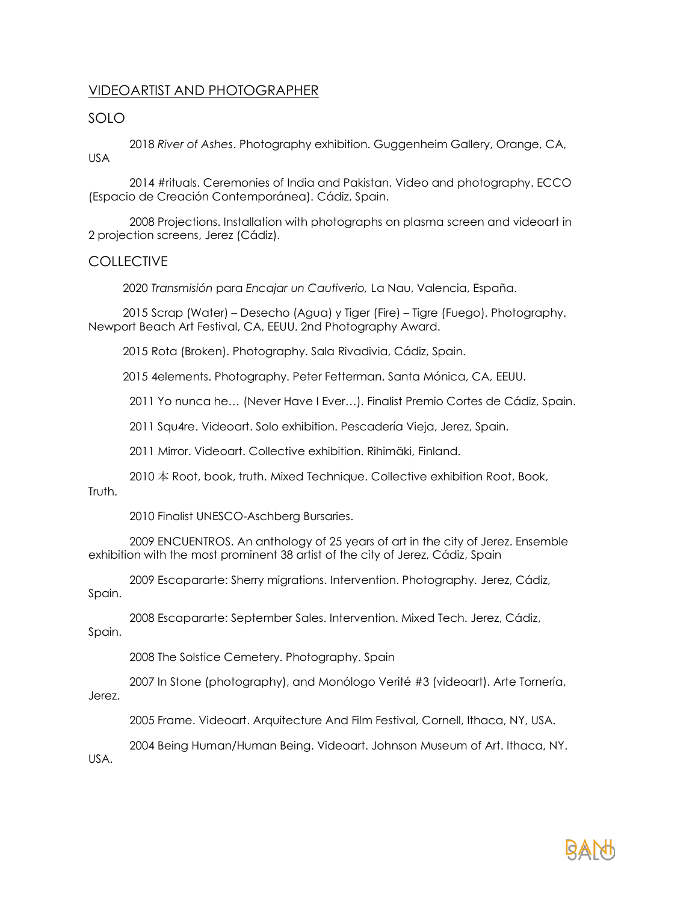## VIDEOARTIST AND PHOTOGRAPHER

### SOLO

2018 *River of Ashes*. Photography exhibition. Guggenheim Gallery, Orange, CA, USA

2014 #rituals. Ceremonies of India and Pakistan. Video and photography. ECCO (Espacio de Creación Contemporánea). Cádiz, Spain.

2008 Projections. Installation with photographs on plasma screen and videoart in 2 projection screens, Jerez (Cádiz).

### COLLECTIVE

2020 *Transmisión* para *Encajar un Cautiverio,* La Nau, Valencia, España.

2015 Scrap (Water) – Desecho (Agua) y Tiger (Fire) – Tigre (Fuego). Photography. Newport Beach Art Festival, CA, EEUU. 2nd Photography Award.

2015 Rota (Broken). Photography. Sala Rivadivia, Cádiz, Spain.

2015 4elements. Photography. Peter Fetterman, Santa Mónica, CA, EEUU.

2011 Yo nunca he… (Never Have I Ever…). Finalist Premio Cortes de Cádiz, Spain.

2011 Squ4re. Videoart. Solo exhibition. Pescadería Vieja, Jerez, Spain.

2011 Mirror. Videoart. Collective exhibition. Rihimäki, Finland.

2010 本 Root, book, truth. Mixed Technique. Collective exhibition Root, Book, Truth.

2010 Finalist UNESCO-Aschberg Bursaries.

2009 ENCUENTROS. An anthology of 25 years of art in the city of Jerez. Ensemble exhibition with the most prominent 38 artist of the city of Jerez, Cádiz, Spain

2009 Escapararte: Sherry migrations. Intervention. Photography. Jerez, Cádiz, Spain.

2008 Escapararte: September Sales. Intervention. Mixed Tech. Jerez, Cádiz, Spain.

2008 The Solstice Cemetery. Photography. Spain

2007 In Stone (photography), and Monólogo Verité #3 (videoart). Arte Tornería, Jerez.

2005 Frame. Videoart. Arquitecture And Film Festival, Cornell, Ithaca, NY, USA.

2004 Being Human/Human Being. Videoart. Johnson Museum of Art. Ithaca, NY. USA.